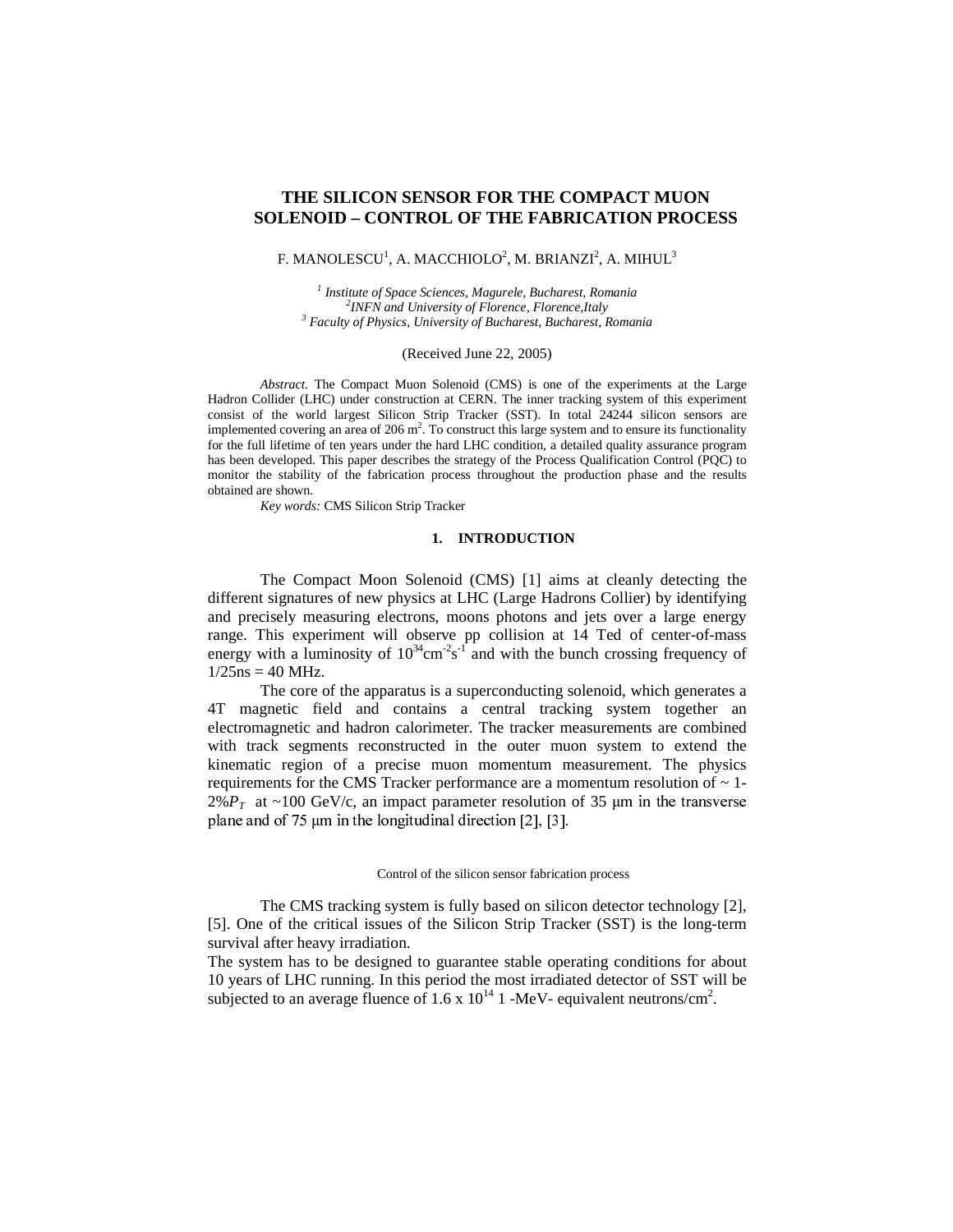# THE SILICON SENSOR FOR THE COMPACT MUON SOLENOID – CONTROL OF THE FABRICATION PROCESS

F. MANOLESCU[1], A. MACCHIOLO[2], M. BRIANZI[2], A. MIHUL[3]

[1] *Institute of Space Sciences, Magurele, Bucharest, Romania*
[2] *INFN and University of Florence, Florence,Italy*
[3] *Faculty of Physics, University of Bucharest, Bucharest, Romania*

(Received June 22, 2005)

*Abstract.* The Compact Muon Solenoid (CMS) is one of the experiments at the Large Hadron Collider (LHC) under construction at CERN. The inner tracking system of this experiment consist of the world largest Silicon Strip Tracker (SST). In total 24244 silicon sensors are implemented covering an area of 206 $m^2$. To construct this large system and to ensure its functionality for the full lifetime of ten years under the hard LHC condition, a detailed quality assurance program has been developed. This paper describes the strategy of the Process Qualification Control (PQC) to monitor the stability of the fabrication process throughout the production phase and the results obtained are shown.

*Key words:* CMS Silicon Strip Tracker

## 1. INTRODUCTION

The Compact Moon Solenoid (CMS) [1] aims at cleanly detecting the different signatures of new physics at LHC (Large Hadrons Collier) by identifying and precisely measuring electrons, moons photons and jets over a large energy range. This experiment will observe pp collision at 14 Ted of center-of-mass energy with a luminosity of $10^{34}cm^{-2}s^{-1}$ and with the bunch crossing frequency of 1/25ns = 40 MHz.

The core of the apparatus is a superconducting solenoid, which generates a 4T magnetic field and contains a central tracking system together an electromagnetic and hadron calorimeter. The tracker measurements are combined with track segments reconstructed in the outer muon system to extend the kinematic region of a precise muon momentum measurement. The physics requirements for the CMS Tracker performance are a momentum resolution of ~ 1-2%$P_T$ at ~100 GeV/c, an impact parameter resolution of 35 μm in the transverse plane and of 75 μm in the longitudinal direction [2], [3].

Control of the silicon sensor fabrication process

The CMS tracking system is fully based on silicon detector technology [2], [5]. One of the critical issues of the Silicon Strip Tracker (SST) is the long-term survival after heavy irradiation.

The system has to be designed to guarantee stable operating conditions for about 10 years of LHC running. In this period the most irradiated detector of SST will be subjected to an average fluence of 1.6 x $10^{14}$ 1 -MeV- equivalent neutrons/$cm^2$.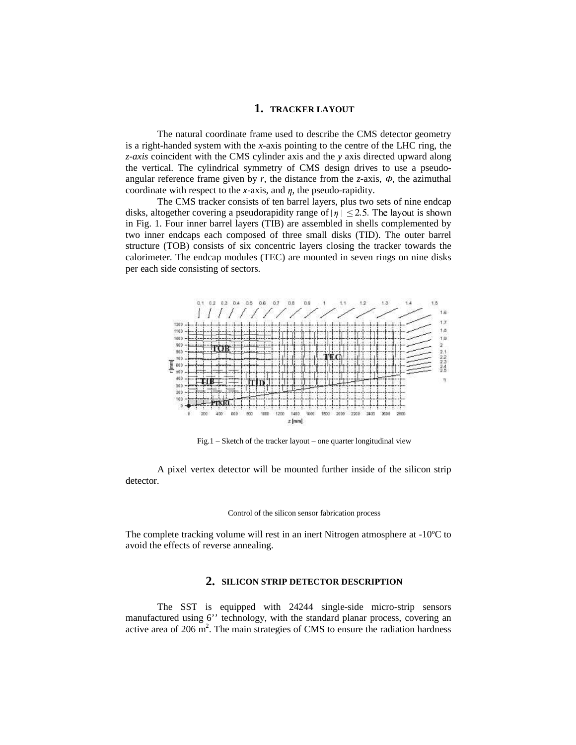# 1. TRACKER LAYOUT

The natural coordinate frame used to describe the CMS detector geometry is a right-handed system with the *x*-axis pointing to the centre of the LHC ring, the *z-axis* coincident with the CMS cylinder axis and the *y* axis directed upward along the vertical. The cylindrical symmetry of CMS design drives to use a pseudo-angular reference frame given by *r*, the distance from the *z*-axis, $\Phi$, the azimuthal coordinate with respect to the *x*-axis, and $\eta$, the pseudo-rapidity.

The CMS tracker consists of ten barrel layers, plus two sets of nine endcap disks, altogether covering a pseudorapidity range of $|\eta| \leq 2.5$. The layout is shown in Fig. 1. Four inner barrel layers (TIB) are assembled in shells complemented by two inner endcaps each composed of three small disks (TID). The outer barrel structure (TOB) consists of six concentric layers closing the tracker towards the calorimeter. The endcap modules (TEC) are mounted in seven rings on nine disks per each side consisting of sectors.

Fig.1 – Sketch of the tracker layout – one quarter longitudinal view

A pixel vertex detector will be mounted further inside of the silicon strip detector.

The complete tracking volume will rest in an inert Nitrogen atmosphere at -10ºC to avoid the effects of reverse annealing.

# 2. SILICON STRIP DETECTOR DESCRIPTION

The SST is equipped with 24244 single-side micro-strip sensors manufactured using 6'' technology, with the standard planar process, covering an active area of 206 m$^2$. The main strategies of CMS to ensure the radiation hardness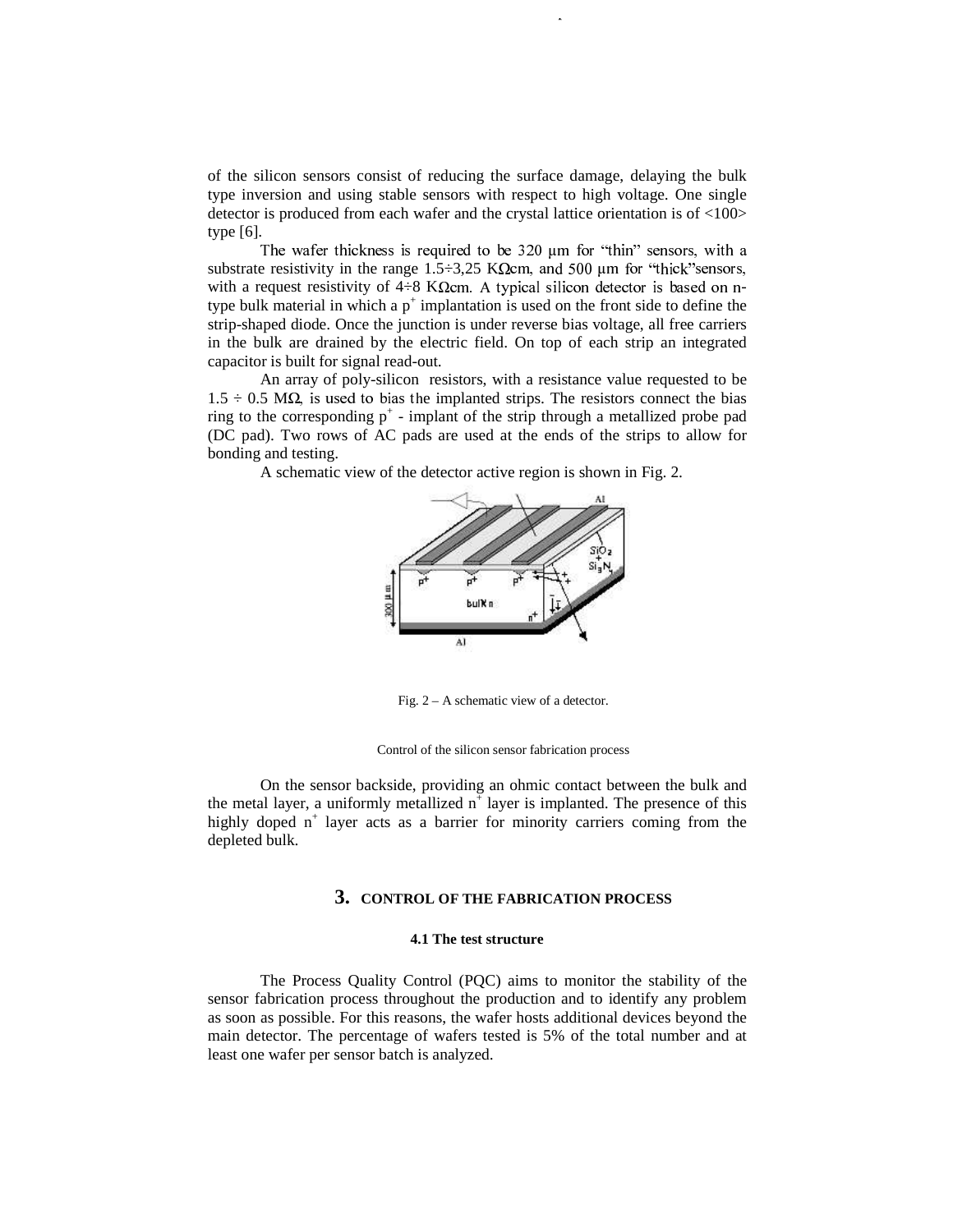of the silicon sensors consist of reducing the surface damage, delaying the bulk type inversion and using stable sensors with respect to high voltage. One single detector is produced from each wafer and the crystal lattice orientation is of <100> type [6].

The wafer thickness is required to be 320 μm for "thin" sensors, with a substrate resistivity in the range 1.5÷3,25 KΩcm, and 500 μm for "thick"sensors, with a request resistivity of 4÷8 KΩcm. A typical silicon detector is based on n-type bulk material in which a $p^+$ implantation is used on the front side to define the strip-shaped diode. Once the junction is under reverse bias voltage, all free carriers in the bulk are drained by the electric field. On top of each strip an integrated capacitor is built for signal read-out.

An array of poly-silicon resistors, with a resistance value requested to be 1.5 ÷ 0.5 MΩ, is used to bias the implanted strips. The resistors connect the bias ring to the corresponding $p^+$ - implant of the strip through a metallized probe pad (DC pad). Two rows of AC pads are used at the ends of the strips to allow for bonding and testing.

A schematic view of the detector active region is shown in Fig. 2.

Fig. 2 – A schematic view of a detector.

On the sensor backside, providing an ohmic contact between the bulk and the metal layer, a uniformly metallized $n^+$ layer is implanted. The presence of this highly doped $n^+$ layer acts as a barrier for minority carriers coming from the depleted bulk.

## 3. CONTROL OF THE FABRICATION PROCESS

### 4.1 The test structure

The Process Quality Control (PQC) aims to monitor the stability of the sensor fabrication process throughout the production and to identify any problem as soon as possible. For this reasons, the wafer hosts additional devices beyond the main detector. The percentage of wafers tested is 5% of the total number and at least one wafer per sensor batch is analyzed.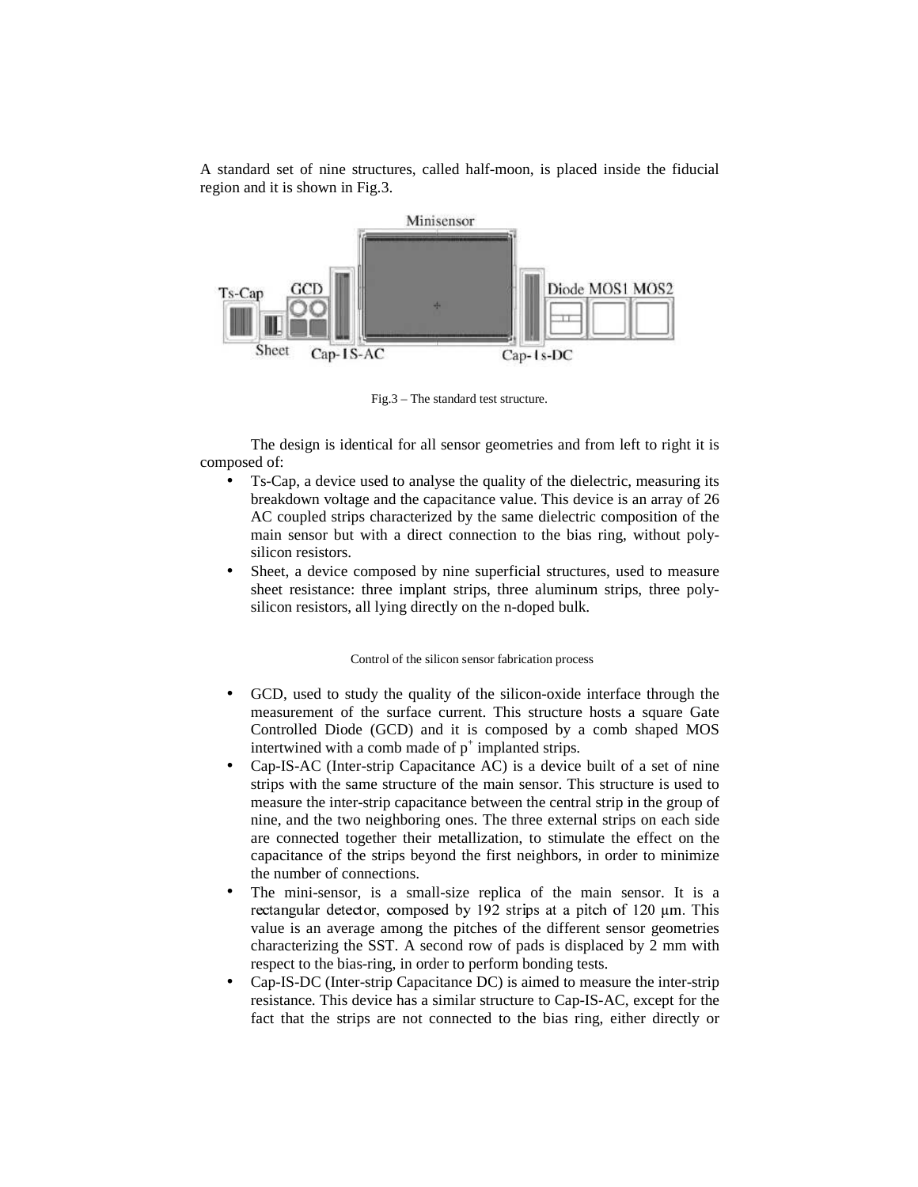A standard set of nine structures, called half-moon, is placed inside the fiducial region and it is shown in Fig.3.

Fig.3 – The standard test structure.

The design is identical for all sensor geometries and from left to right it is composed of:

- Ts-Cap, a device used to analyse the quality of the dielectric, measuring its breakdown voltage and the capacitance value. This device is an array of 26 AC coupled strips characterized by the same dielectric composition of the main sensor but with a direct connection to the bias ring, without poly-silicon resistors.
- Sheet, a device composed by nine superficial structures, used to measure sheet resistance: three implant strips, three aluminum strips, three poly-silicon resistors, all lying directly on the n-doped bulk.

- GCD, used to study the quality of the silicon-oxide interface through the measurement of the surface current. This structure hosts a square Gate Controlled Diode (GCD) and it is composed by a comb shaped MOS intertwined with a comb made of $p^+$ implanted strips.
- Cap-IS-AC (Inter-strip Capacitance AC) is a device built of a set of nine strips with the same structure of the main sensor. This structure is used to measure the inter-strip capacitance between the central strip in the group of nine, and the two neighboring ones. The three external strips on each side are connected together their metallization, to stimulate the effect on the capacitance of the strips beyond the first neighbors, in order to minimize the number of connections.
- The mini-sensor, is a small-size replica of the main sensor. It is a rectangular detector, composed by 192 strips at a pitch of 120 μm. This value is an average among the pitches of the different sensor geometries characterizing the SST. A second row of pads is displaced by 2 mm with respect to the bias-ring, in order to perform bonding tests.
- Cap-IS-DC (Inter-strip Capacitance DC) is aimed to measure the inter-strip resistance. This device has a similar structure to Cap-IS-AC, except for the fact that the strips are not connected to the bias ring, either directly or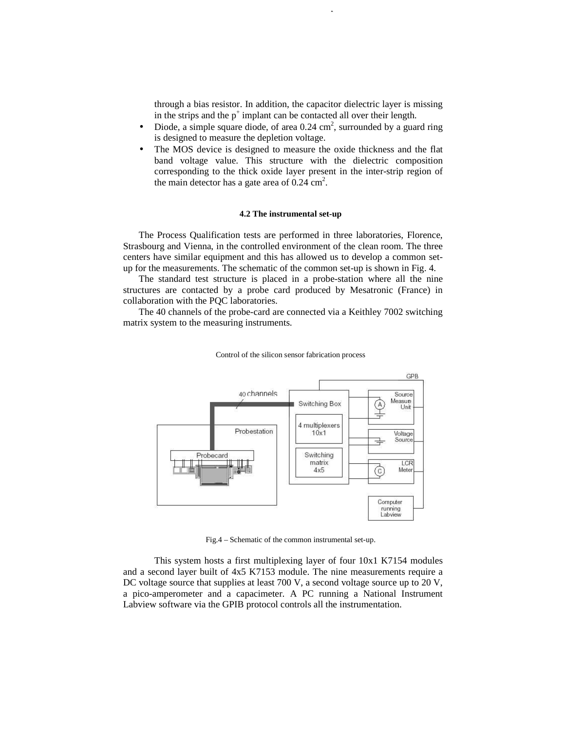through a bias resistor. In addition, the capacitor dielectric layer is missing in the strips and the $p^+$ implant can be contacted all over their length.

- Diode, a simple square diode, of area 0.24 $cm^2$, surrounded by a guard ring is designed to measure the depletion voltage.
- The MOS device is designed to measure the oxide thickness and the flat band voltage value. This structure with the dielectric composition corresponding to the thick oxide layer present in the inter-strip region of the main detector has a gate area of 0.24 $cm^2$.

#### 4.2 The instrumental set-up

The Process Qualification tests are performed in three laboratories, Florence, Strasbourg and Vienna, in the controlled environment of the clean room. The three centers have similar equipment and this has allowed us to develop a common set-up for the measurements. The schematic of the common set-up is shown in Fig. 4.

The standard test structure is placed in a probe-station where all the nine structures are contacted by a probe card produced by Mesatronic (France) in collaboration with the PQC laboratories.

The 40 channels of the probe-card are connected via a Keithley 7002 switching matrix system to the measuring instruments.

Fig.4 – Schematic of the common instrumental set-up.

This system hosts a first multiplexing layer of four 10x1 K7154 modules and a second layer built of 4x5 K7153 module. The nine measurements require a DC voltage source that supplies at least 700 V, a second voltage source up to 20 V, a pico-amperometer and a capacimeter. A PC running a National Instrument Labview software via the GPIB protocol controls all the instrumentation.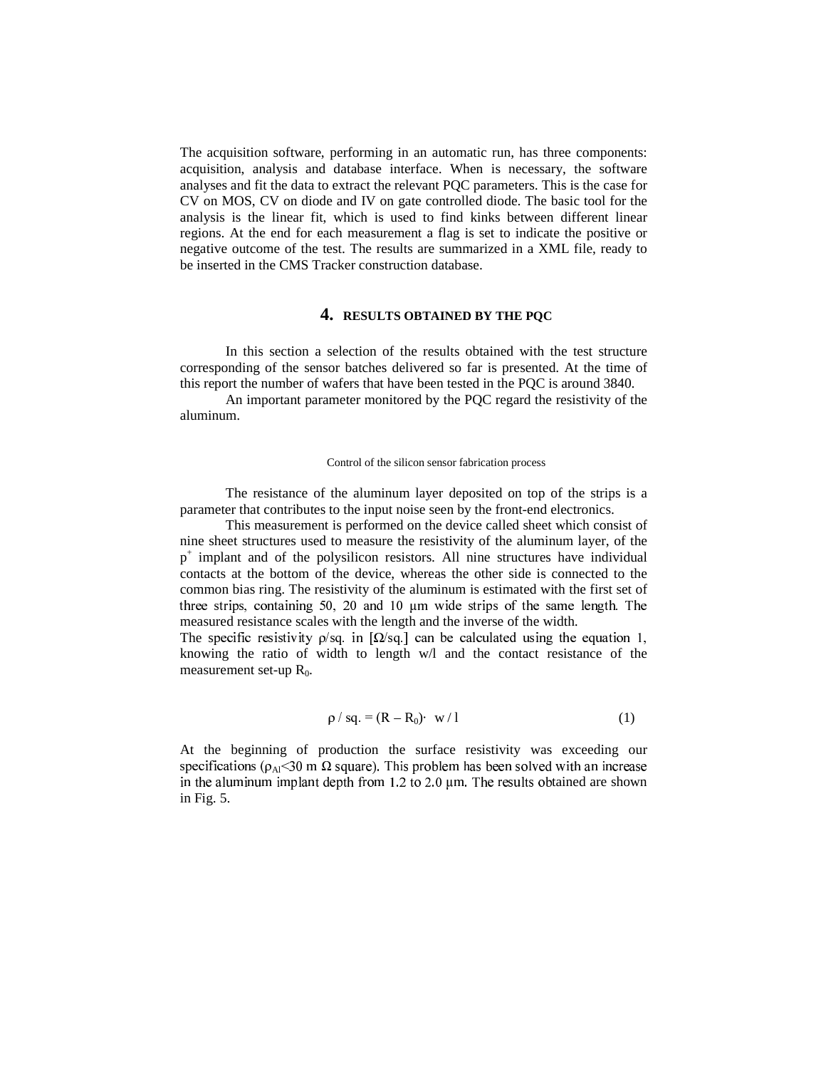The acquisition software, performing in an automatic run, has three components: acquisition, analysis and database interface. When is necessary, the software analyses and fit the data to extract the relevant PQC parameters. This is the case for CV on MOS, CV on diode and IV on gate controlled diode. The basic tool for the analysis is the linear fit, which is used to find kinks between different linear regions. At the end for each measurement a flag is set to indicate the positive or negative outcome of the test. The results are summarized in a XML file, ready to be inserted in the CMS Tracker construction database.

## 4. RESULTS OBTAINED BY THE PQC

In this section a selection of the results obtained with the test structure corresponding of the sensor batches delivered so far is presented. At the time of this report the number of wafers that have been tested in the PQC is around 3840.

An important parameter monitored by the PQC regard the resistivity of the aluminum.

The resistance of the aluminum layer deposited on top of the strips is a parameter that contributes to the input noise seen by the front-end electronics.

This measurement is performed on the device called sheet which consist of nine sheet structures used to measure the resistivity of the aluminum layer, of the $p^+$ implant and of the polysilicon resistors. All nine structures have individual contacts at the bottom of the device, whereas the other side is connected to the common bias ring. The resistivity of the aluminum is estimated with the first set of three strips, containing 50, 20 and 10 μm wide strips of the same length. The measured resistance scales with the length and the inverse of the width.

The specific resistivity ρ/sq. in [Ω/sq.] can be calculated using the equation 1, knowing the ratio of width to length w/l and the contact resistance of the measurement set-up $R_0$.

$$\rho / \text{sq.} = (R - R_0) \cdot w / l \qquad (1)$$

At the beginning of production the surface resistivity was exceeding our specifications ($\rho_{Al}$<30 m Ω square). This problem has been solved with an increase in the aluminum implant depth from 1.2 to 2.0 μm. The results obtained are shown in Fig. 5.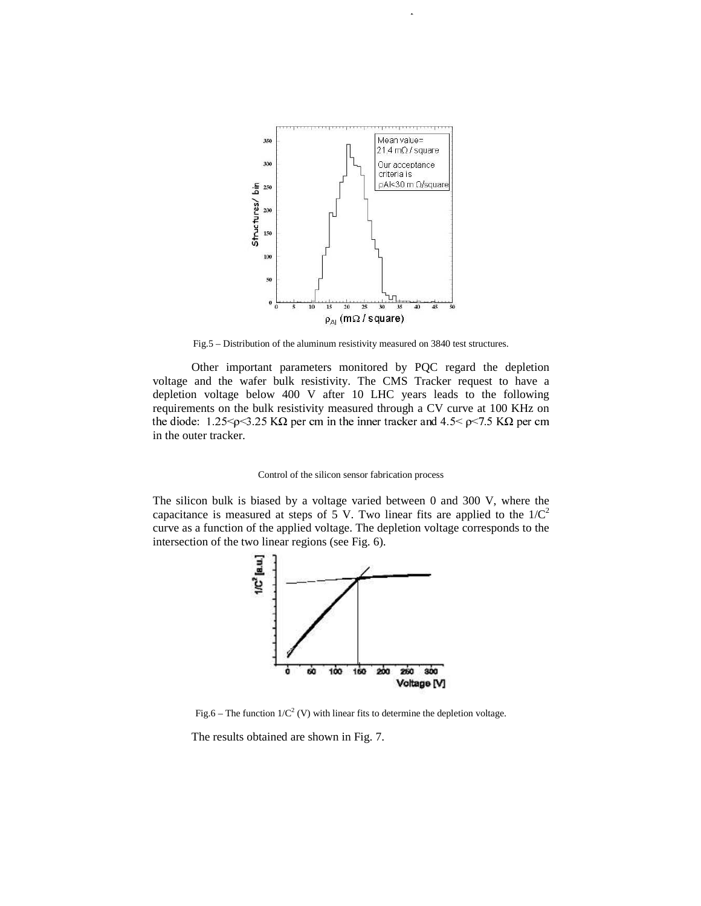Fig.5 – Distribution of the aluminum resistivity measured on 3840 test structures.

Other important parameters monitored by PQC regard the depletion voltage and the wafer bulk resistivity. The CMS Tracker request to have a depletion voltage below 400 V after 10 LHC years leads to the following requirements on the bulk resistivity measured through a CV curve at 100 KHz on the diode: $1.25<\rho<3.25$ KΩ per cm in the inner tracker and $4.5<\rho<7.5$ KΩ per cm in the outer tracker.

Control of the silicon sensor fabrication process

The silicon bulk is biased by a voltage varied between 0 and 300 V, where the capacitance is measured at steps of 5 V. Two linear fits are applied to the $1/C^2$ curve as a function of the applied voltage. The depletion voltage corresponds to the intersection of the two linear regions (see Fig. 6).

Fig.6 – The function $1/C^2$ (V) with linear fits to determine the depletion voltage.

The results obtained are shown in Fig. 7.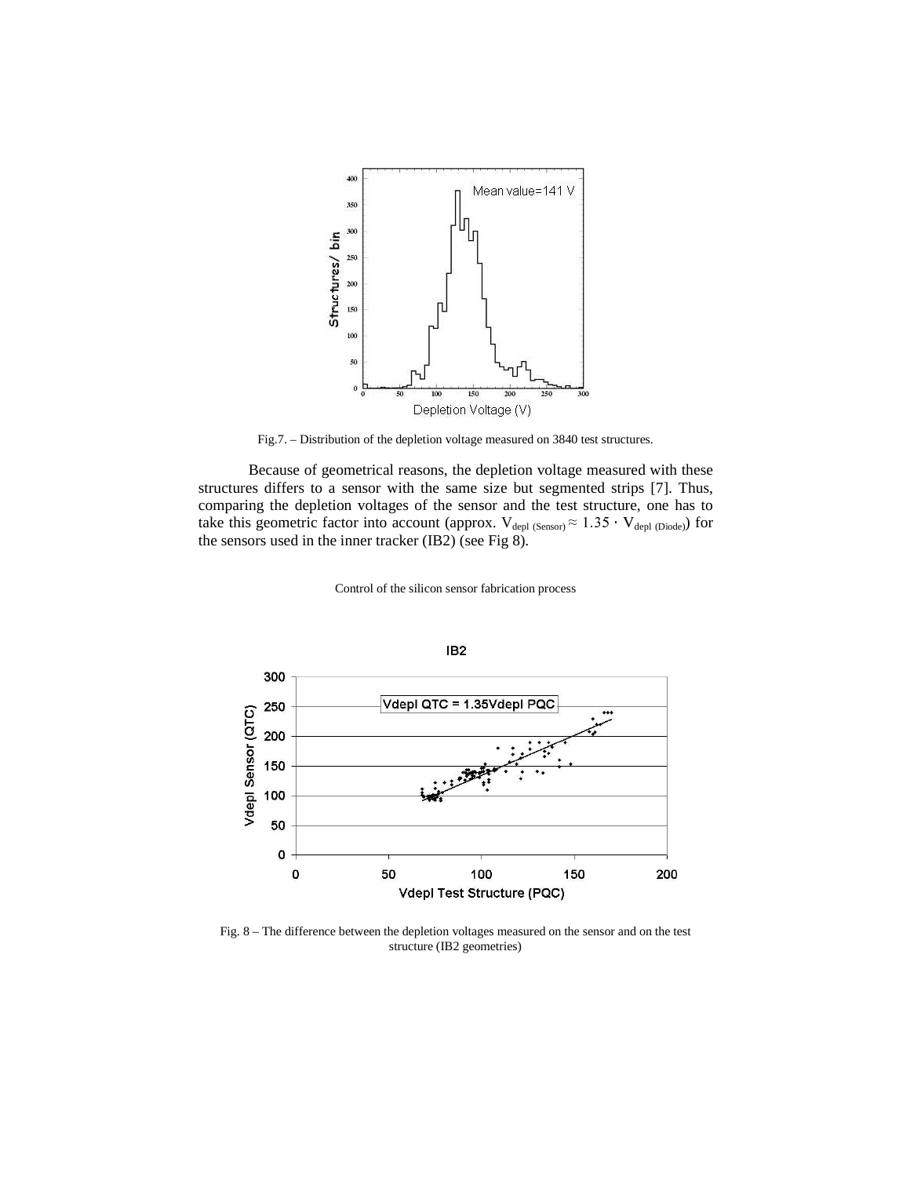Fig.7. – Distribution of the depletion voltage measured on 3840 test structures.

Because of geometrical reasons, the depletion voltage measured with these structures differs to a sensor with the same size but segmented strips [7]. Thus, comparing the depletion voltages of the sensor and the test structure, one has to take this geometric factor into account (approx. $V_{depl\ (Sensor)} \approx 1.35 \cdot V_{depl\ (Diode)}$) for the sensors used in the inner tracker (IB2) (see Fig 8).

Fig. 8 – The difference between the depletion voltages measured on the sensor and on the test structure (IB2 geometries)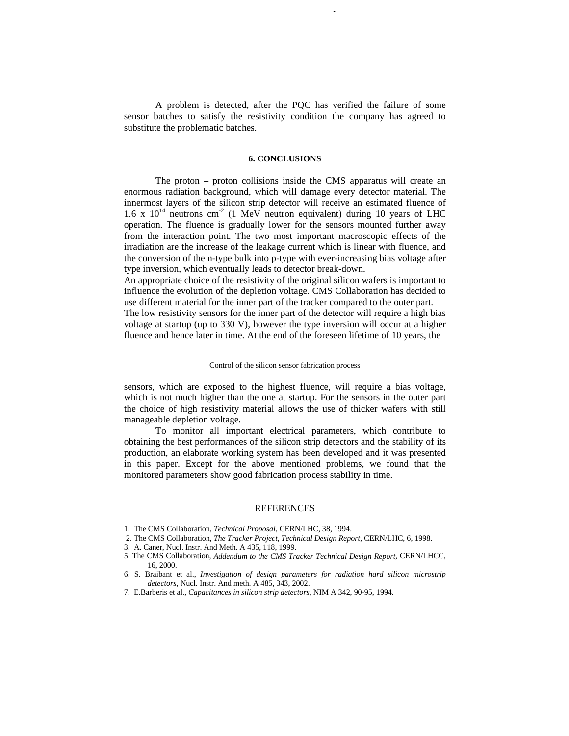A problem is detected, after the PQC has verified the failure of some sensor batches to satisfy the resistivity condition the company has agreed to substitute the problematic batches.

### 6. CONCLUSIONS

The proton – proton collisions inside the CMS apparatus will create an enormous radiation background, which will damage every detector material. The innermost layers of the silicon strip detector will receive an estimated fluence of 1.6 x $10^{14}$ neutrons $cm^{-2}$ (1 MeV neutron equivalent) during 10 years of LHC operation. The fluence is gradually lower for the sensors mounted further away from the interaction point. The two most important macroscopic effects of the irradiation are the increase of the leakage current which is linear with fluence, and the conversion of the n-type bulk into p-type with ever-increasing bias voltage after type inversion, which eventually leads to detector break-down.

An appropriate choice of the resistivity of the original silicon wafers is important to influence the evolution of the depletion voltage. CMS Collaboration has decided to use different material for the inner part of the tracker compared to the outer part.

The low resistivity sensors for the inner part of the detector will require a high bias voltage at startup (up to 330 V), however the type inversion will occur at a higher fluence and hence later in time. At the end of the foreseen lifetime of 10 years, the sensors, which are exposed to the highest fluence, will require a bias voltage, which is not much higher than the one at startup. For the sensors in the outer part the choice of high resistivity material allows the use of thicker wafers with still manageable depletion voltage.

To monitor all important electrical parameters, which contribute to obtaining the best performances of the silicon strip detectors and the stability of its production, an elaborate working system has been developed and it was presented in this paper. Except for the above mentioned problems, we found that the monitored parameters show good fabrication process stability in time.

### REFERENCES

1. The CMS Collaboration, *Technical Proposal*, CERN/LHC, 38, 1994.
2. The CMS Collaboration, *The Tracker Project, Technical Design Report*, CERN/LHC, 6, 1998.
3. A. Caner, Nucl. Instr. And Meth. A 435, 118, 1999.
5. The CMS Collaboration, *Addendum to the CMS Tracker Technical Design Report*, CERN/LHCC, 16, 2000.
6. S. Braibant et al., *Investigation of design parameters for radiation hard silicon microstrip detectors*, Nucl. Instr. And meth. A 485, 343, 2002.
7. E.Barberis et al., *Capacitances in silicon strip detectors*, NIM A 342, 90-95, 1994.